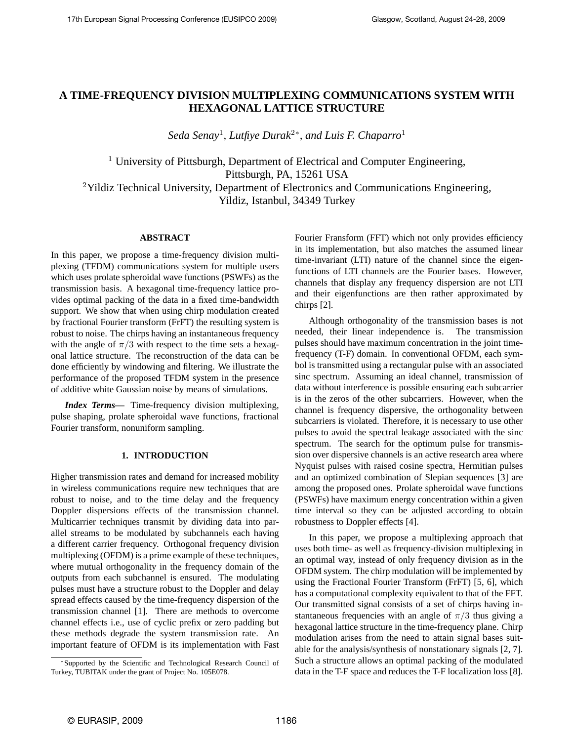# A TIME-FREQUENCY DIVISION MULTIPLEXING COMMUNICATIONS SYSTEM WITH HEXAGONAL LATTICE STRUCTURE

*Seda Senay*[1], *Lutfiye Durak*[2∗], *and Luis F. Chaparro*[1]

[1] University of Pittsburgh, Department of Electrical and Computer Engineering, Pittsburgh, PA, 15261 USA

[2]Yildiz Technical University, Department of Electronics and Communications Engineering, Yildiz, Istanbul, 34349 Turkey

## ABSTRACT

In this paper, we propose a time-frequency division multiplexing (TFDM) communications system for multiple users which uses prolate spheroidal wave functions (PSWFs) as the transmission basis. A hexagonal time-frequency lattice provides optimal packing of the data in a fixed time-bandwidth support. We show that when using chirp modulation created by fractional Fourier transform (FrFT) the resulting system is robust to noise. The chirps having an instantaneous frequency with the angle of $\pi/3$ with respect to the time sets a hexagonal lattice structure. The reconstruction of the data can be done efficiently by windowing and filtering. We illustrate the performance of the proposed TFDM system in the presence of additive white Gaussian noise by means of simulations.

***Index Terms—*** Time-frequency division multiplexing, pulse shaping, prolate spheroidal wave functions, fractional Fourier transform, nonuniform sampling.

## 1. INTRODUCTION

Higher transmission rates and demand for increased mobility in wireless communications require new techniques that are robust to noise, and to the time delay and the frequency Doppler dispersions effects of the transmission channel. Multicarrier techniques transmit by dividing data into parallel streams to be modulated by subchannels each having a different carrier frequency. Orthogonal frequency division multiplexing (OFDM) is a prime example of these techniques, where mutual orthogonality in the frequency domain of the outputs from each subchannel is ensured. The modulating pulses must have a structure robust to the Doppler and delay spread effects caused by the time-frequency dispersion of the transmission channel [1]. There are methods to overcome channel effects i.e., use of cyclic prefix or zero padding but these methods degrade the system transmission rate. An important feature of OFDM is its implementation with Fast Fourier Fransform (FFT) which not only provides efficiency in its implementation, but also matches the assumed linear time-invariant (LTI) nature of the channel since the eigenfunctions of LTI channels are the Fourier bases. However, channels that display any frequency dispersion are not LTI and their eigenfunctions are then rather approximated by chirps [2].

Although orthogonality of the transmission bases is not needed, their linear independence is. The transmission pulses should have maximum concentration in the joint time-frequency (T-F) domain. In conventional OFDM, each symbol is transmitted using a rectangular pulse with an associated sinc spectrum. Assuming an ideal channel, transmission of data without interference is possible ensuring each subcarrier is in the zeros of the other subcarriers. However, when the channel is frequency dispersive, the orthogonality between subcarriers is violated. Therefore, it is necessary to use other pulses to avoid the spectral leakage associated with the sinc spectrum. The search for the optimum pulse for transmission over dispersive channels is an active research area where Nyquist pulses with raised cosine spectra, Hermitian pulses and an optimized combination of Slepian sequences [3] are among the proposed ones. Prolate spheroidal wave functions (PSWFs) have maximum energy concentration within a given time interval so they can be adjusted according to obtain robustness to Doppler effects [4].

In this paper, we propose a multiplexing approach that uses both time- as well as frequency-division multiplexing in an optimal way, instead of only frequency division as in the OFDM system. The chirp modulation will be implemented by using the Fractional Fourier Transform (FrFT) [5, 6], which has a computational complexity equivalent to that of the FFT. Our transmitted signal consists of a set of chirps having instantaneous frequencies with an angle of $\pi/3$ thus giving a hexagonal lattice structure in the time-frequency plane. Chirp modulation arises from the need to attain signal bases suitable for the analysis/synthesis of nonstationary signals [2, 7]. Such a structure allows an optimal packing of the modulated data in the T-F space and reduces the T-F localization loss [8].

∗Supported by the Scientific and Technological Research Council of Turkey, TUBITAK under the grant of Project No. 105E078.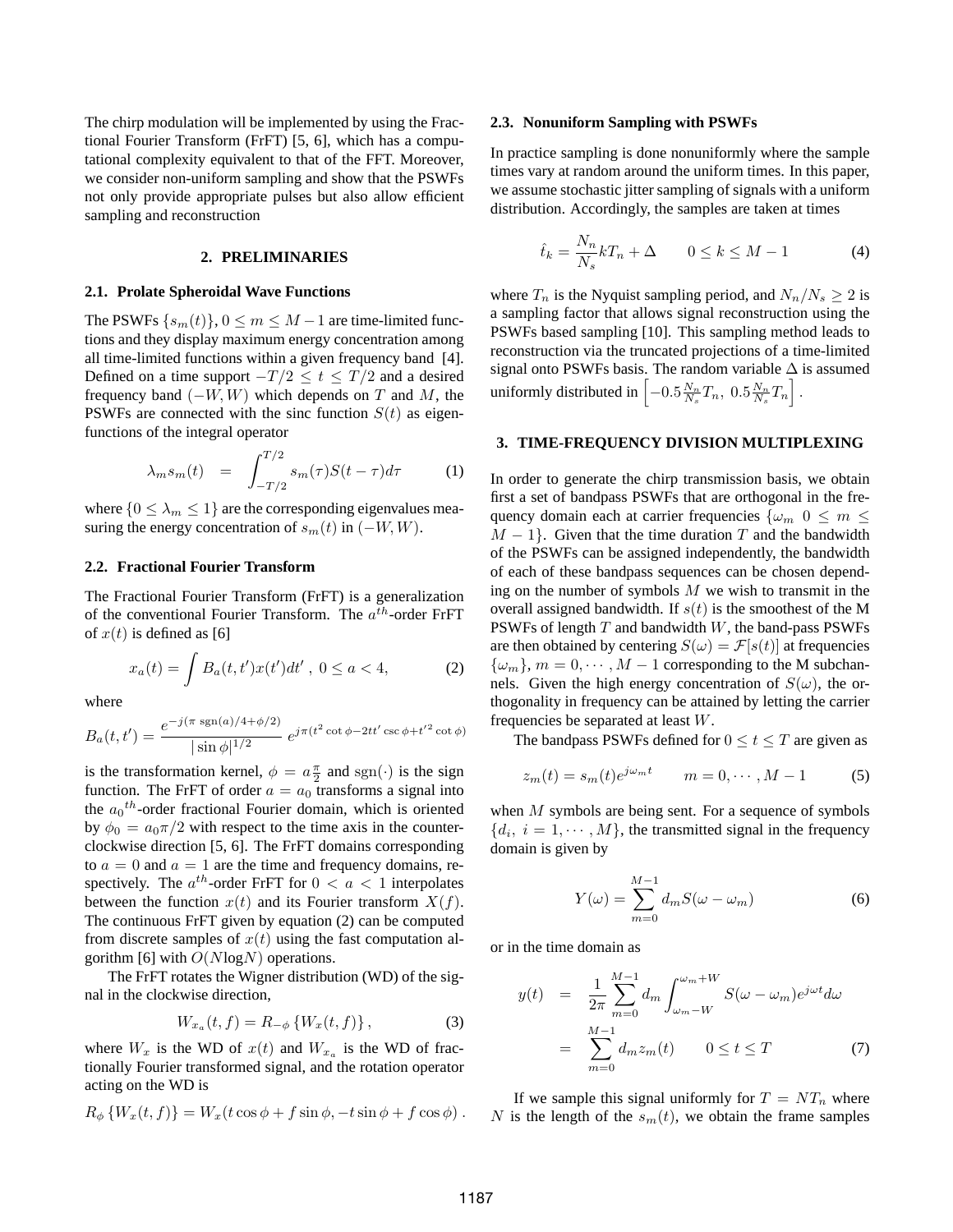The chirp modulation will be implemented by using the Fractional Fourier Transform (FrFT) [5, 6], which has a computational complexity equivalent to that of the FFT. Moreover, we consider non-uniform sampling and show that the PSWFs not only provide appropriate pulses but also allow efficient sampling and reconstruction

## 2. PRELIMINARIES

### 2.1. Prolate Spheroidal Wave Functions

The PSWFs $\{s_m(t)\}, 0 \le m \le M-1$ are time-limited functions and they display maximum energy concentration among all time-limited functions within a given frequency band [4]. Defined on a time support $-T/2 \le t \le T/2$ and a desired frequency band $(-W, W)$ which depends on $T$ and $M$, the PSWFs are connected with the sinc function $S(t)$ as eigenfunctions of the integral operator

$$\lambda_m s_m(t) \;\; = \;\; \int_{-T/2}^{T/2} s_m(\tau) S(t-\tau) d\tau \qquad (1)$$

where $\{0 \le \lambda_m \le 1\}$ are the corresponding eigenvalues measuring the energy concentration of $s_m(t)$ in $(-W, W)$.

### 2.2. Fractional Fourier Transform

The Fractional Fourier Transform (FrFT) is a generalization of the conventional Fourier Transform. The $a^{th}$-order FrFT of $x(t)$ is defined as [6]

$$x_a(t) = \int B_a(t,t') x(t') dt' \; , \; 0 \le a < 4, \qquad (2)$$

where

$$B_a(t,t') = \frac{e^{-j(\pi\, \mathrm{sgn}(a)/4 + \phi/2)}}{|\sin\phi|^{1/2}} \; e^{j\pi(t^2 \cot\phi - 2tt' \csc\phi + t'^2 \cot\phi)}$$

is the transformation kernel, $\phi = a\frac{\pi}{2}$ and $\mathrm{sgn}(\cdot)$ is the sign function. The FrFT of order $a = a_0$ transforms a signal into the ${a_0}^{th}$-order fractional Fourier domain, which is oriented by $\phi_0 = a_0\pi/2$ with respect to the time axis in the counter-clockwise direction [5, 6]. The FrFT domains corresponding to $a = 0$ and $a = 1$ are the time and frequency domains, respectively. The $a^{th}$-order FrFT for $0 < a < 1$ interpolates between the function $x(t)$ and its Fourier transform $X(f)$. The continuous FrFT given by equation (2) can be computed from discrete samples of $x(t)$ using the fast computation algorithm [6] with $O(N \log N)$ operations.

The FrFT rotates the Wigner distribution (WD) of the signal in the clockwise direction,

$$W_{x_a}(t,f) = R_{-\phi}\left\{W_x(t,f)\right\}, \qquad (3)$$

where $W_x$ is the WD of $x(t)$ and $W_{x_a}$ is the WD of fractionally Fourier transformed signal, and the rotation operator acting on the WD is

$$R_\phi\left\{W_x(t,f)\right\} = W_x(t\cos\phi + f\sin\phi, -t\sin\phi + f\cos\phi)\,.$$

### 2.3. Nonuniform Sampling with PSWFs

In practice sampling is done nonuniformly where the sample times vary at random around the uniform times. In this paper, we assume stochastic jitter sampling of signals with a uniform distribution. Accordingly, the samples are taken at times

$$\hat{t}_k = \frac{N_n}{N_s} k T_n + \Delta \qquad 0 \le k \le M-1 \qquad (4)$$

where $T_n$ is the Nyquist sampling period, and $N_n/N_s \ge 2$ is a sampling factor that allows signal reconstruction using the PSWFs based sampling [10]. This sampling method leads to reconstruction via the truncated projections of a time-limited signal onto PSWFs basis. The random variable $\Delta$ is assumed uniformly distributed in $\left[-0.5\frac{N_n}{N_s}T_n,\; 0.5\frac{N_n}{N_s}T_n\right]$.

## 3. TIME-FREQUENCY DIVISION MULTIPLEXING

In order to generate the chirp transmission basis, we obtain first a set of bandpass PSWFs that are orthogonal in the frequency domain each at carrier frequencies $\{\omega_m \;\; 0 \le m \le M-1\}$. Given that the time duration $T$ and the bandwidth of the PSWFs can be assigned independently, the bandwidth of each of these bandpass sequences can be chosen depending on the number of symbols $M$ we wish to transmit in the overall assigned bandwidth. If $s(t)$ is the smoothest of the M PSWFs of length $T$ and bandwidth $W$, the band-pass PSWFs are then obtained by centering $S(\omega) = \mathcal{F}[s(t)]$ at frequencies $\{\omega_m\}$, $m = 0, \cdots, M-1$ corresponding to the M subchannels. Given the high energy concentration of $S(\omega)$, the orthogonality in frequency can be attained by letting the carrier frequencies be separated at least $W$.

The bandpass PSWFs defined for $0 \le t \le T$ are given as

$$z_m(t) = s_m(t) e^{j\omega_m t} \qquad m = 0, \cdots, M-1 \qquad (5)$$

when $M$ symbols are being sent. For a sequence of symbols $\{d_i, \; i = 1, \cdots, M\}$, the transmitted signal in the frequency domain is given by

$$Y(\omega) = \sum_{m=0}^{M-1} d_m S(\omega - \omega_m) \qquad (6)$$

or in the time domain as

$$\begin{aligned} y(t) \;\; &= \;\; \frac{1}{2\pi}\sum_{m=0}^{M-1} d_m \int_{\omega_m - W}^{\omega_m + W} S(\omega - \omega_m) e^{j\omega t} d\omega \\ &= \;\; \sum_{m=0}^{M-1} d_m z_m(t) \qquad 0 \le t \le T \end{aligned} \qquad (7)$$

If we sample this signal uniformly for $T = NT_n$ where $N$ is the length of the $s_m(t)$, we obtain the frame samples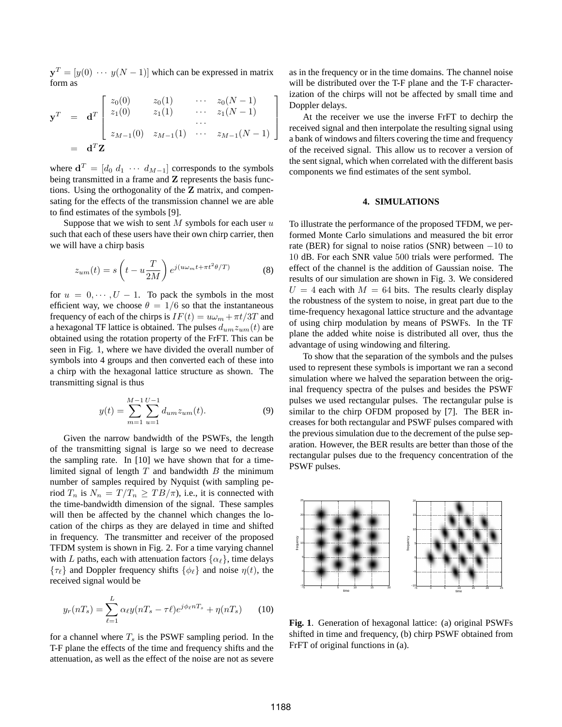$\mathbf{y}^T = [y(0) \; \cdots \; y(N-1)]$ which can be expressed in matrix form as

$$
\begin{aligned}
\mathbf{y}^T &= \mathbf{d}^T \begin{bmatrix} z_0(0) & z_0(1) & \cdots & z_0(N-1) \\ z_1(0) & z_1(1) & \cdots & z_1(N-1) \\ & & \cdots & \\ z_{M-1}(0) & z_{M-1}(1) & \cdots & z_{M-1}(N-1) \end{bmatrix} \\
&= \mathbf{d}^T \mathbf{Z}
\end{aligned}
$$

where $\mathbf{d}^T = [d_0 \; d_1 \; \cdots \; d_{M-1}]$ corresponds to the symbols being transmitted in a frame and **Z** represents the basis functions. Using the orthogonality of the **Z** matrix, and compensating for the effects of the transmission channel we are able to find estimates of the symbols [9].

Suppose that we wish to sent $M$ symbols for each user $u$ such that each of these users have their own chirp carrier, then we will have a chirp basis

$$z_{um}(t) = s\left(t - u\frac{T}{2M}\right) e^{j(u\omega_m t + \pi t^2 \theta / T)} \tag{8}$$

for $u = 0, \cdots, U-1$. To pack the symbols in the most efficient way, we choose $\theta = 1/6$ so that the instantaneous frequency of each of the chirps is $IF(t) = u\omega_m + \pi t/3T$ and a hexagonal TF lattice is obtained. The pulses $d_{um} z_{um}(t)$ are obtained using the rotation property of the FrFT. This can be seen in Fig. 1, where we have divided the overall number of symbols into 4 groups and then converted each of these into a chirp with the hexagonal lattice structure as shown. The transmitting signal is thus

$$y(t) = \sum_{m=1}^{M-1} \sum_{u=1}^{U-1} d_{um} z_{um}(t). \tag{9}$$

Given the narrow bandwidth of the PSWFs, the length of the transmitting signal is large so we need to decrease the sampling rate. In [10] we have shown that for a time-limited signal of length $T$ and bandwidth $B$ the minimum number of samples required by Nyquist (with sampling period $T_n$ is $N_n = T/T_n \geq TB/\pi$), i.e., it is connected with the time-bandwidth dimension of the signal. These samples will then be affected by the channel which changes the location of the chirps as they are delayed in time and shifted in frequency. The transmitter and receiver of the proposed TFDM system is shown in Fig. 2. For a time varying channel with $L$ paths, each with attenuation factors $\{\alpha_\ell\}$, time delays $\{\tau_\ell\}$ and Doppler frequency shifts $\{\phi_\ell\}$ and noise $\eta(t)$, the received signal would be

$$y_r(nT_s) = \sum_{\ell=1}^{L} \alpha_\ell y(nT_s - \tau\ell) e^{j\phi_\ell n T_s} + \eta(nT_s) \tag{10}$$

for a channel where $T_s$ is the PSWF sampling period. In the T-F plane the effects of the time and frequency shifts and the attenuation, as well as the effect of the noise are not as severe as in the frequency or in the time domains. The channel noise will be distributed over the T-F plane and the T-F characterization of the chirps will not be affected by small time and Doppler delays.

At the receiver we use the inverse FrFT to dechirp the received signal and then interpolate the resulting signal using a bank of windows and filters covering the time and frequency of the received signal. This allow us to recover a version of the sent signal, which when correlated with the different basis components we find estimates of the sent symbol.

## 4. SIMULATIONS

To illustrate the performance of the proposed TFDM, we performed Monte Carlo simulations and measured the bit error rate (BER) for signal to noise ratios (SNR) between $-10$ to $10$ dB. For each SNR value $500$ trials were performed. The effect of the channel is the addition of Gaussian noise. The results of our simulation are shown in Fig. 3. We considered $U = 4$ each with $M = 64$ bits. The results clearly display the robustness of the system to noise, in great part due to the time-frequency hexagonal lattice structure and the advantage of using chirp modulation by means of PSWFs. In the TF plane the added white noise is distributed all over, thus the advantage of using windowing and filtering.

To show that the separation of the symbols and the pulses used to represent these symbols is important we ran a second simulation where we halved the separation between the original frequency spectra of the pulses and besides the PSWF pulses we used rectangular pulses. The rectangular pulse is similar to the chirp OFDM proposed by [7]. The BER increases for both rectangular and PSWF pulses compared with the previous simulation due to the decrement of the pulse separation. However, the BER results are better than those of the rectangular pulses due to the frequency concentration of the PSWF pulses.

**Fig. 1**. Generation of hexagonal lattice: (a) original PSWFs shifted in time and frequency, (b) chirp PSWF obtained from FrFT of original functions in (a).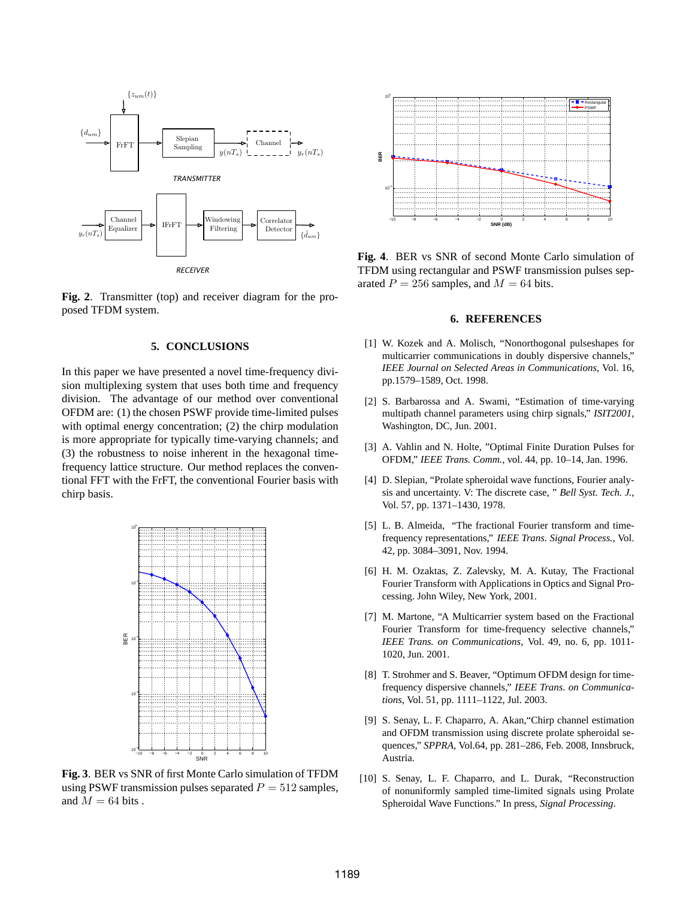$\{z_{um}(t)\}$

$\{d_{um}\}$

FrFT

Slepian Sampling

$y(nT_s)$

Channel

$y_r(nT_s)$

TRANSMITTER

$y_r(nT_s)$

Channel Equalizer

IFrFT

Windowing Filtering

Correlator Detector

$\{\hat{d}_{um}\}$

RECEIVER

**Fig. 2**. Transmitter (top) and receiver diagram for the proposed TFDM system.

## 5. CONCLUSIONS

In this paper we have presented a novel time-frequency division multiplexing system that uses both time and frequency division. The advantage of our method over conventional OFDM are: (1) the chosen PSWF provide time-limited pulses with optimal energy concentration; (2) the chirp modulation is more appropriate for typically time-varying channels; and (3) the robustness to noise inherent in the hexagonal time-frequency lattice structure. Our method replaces the conventional FFT with the FrFT, the conventional Fourier basis with chirp basis.

BER

SNR

**Fig. 3**. BER vs SNR of first Monte Carlo simulation of TFDM using PSWF transmission pulses separated $P = 512$ samples, and $M = 64$ bits .

Rectangular

PSWF

BER

SNR (dB)

**Fig. 4**. BER vs SNR of second Monte Carlo simulation of TFDM using rectangular and PSWF transmission pulses separated $P = 256$ samples, and $M = 64$ bits.

## 6. REFERENCES

[1] W. Kozek and A. Molisch, "Nonorthogonal pulseshapes for multicarrier communications in doubly dispersive channels," *IEEE Journal on Selected Areas in Communications*, Vol. 16, pp.1579–1589, Oct. 1998.

[2] S. Barbarossa and A. Swami, "Estimation of time-varying multipath channel parameters using chirp signals," *ISIT2001*, Washington, DC, Jun. 2001.

[3] A. Vahlin and N. Holte, "Optimal Finite Duration Pulses for OFDM," *IEEE Trans. Comm.*, vol. 44, pp. 10–14, Jan. 1996.

[4] D. Slepian, "Prolate spheroidal wave functions, Fourier analysis and uncertainty. V: The discrete case, " *Bell Syst. Tech. J.*, Vol. 57, pp. 1371–1430, 1978.

[5] L. B. Almeida, "The fractional Fourier transform and time-frequency representations," *IEEE Trans. Signal Process.*, Vol. 42, pp. 3084–3091, Nov. 1994.

[6] H. M. Ozaktas, Z. Zalevsky, M. A. Kutay, The Fractional Fourier Transform with Applications in Optics and Signal Processing. John Wiley, New York, 2001.

[7] M. Martone, "A Multicarrier system based on the Fractional Fourier Transform for time-frequency selective channels," *IEEE Trans. on Communications*, Vol. 49, no. 6, pp. 1011-1020, Jun. 2001.

[8] T. Strohmer and S. Beaver, "Optimum OFDM design for time-frequency dispersive channels," *IEEE Trans. on Communications*, Vol. 51, pp. 1111–1122, Jul. 2003.

[9] S. Senay, L. F. Chaparro, A. Akan,"Chirp channel estimation and OFDM transmission using discrete prolate spheroidal sequences," *SPPRA*, Vol.64, pp. 281–286, Feb. 2008, Innsbruck, Austria.

[10] S. Senay, L. F. Chaparro, and L. Durak, "Reconstruction of nonuniformly sampled time-limited signals using Prolate Spheroidal Wave Functions." In press, *Signal Processing*.